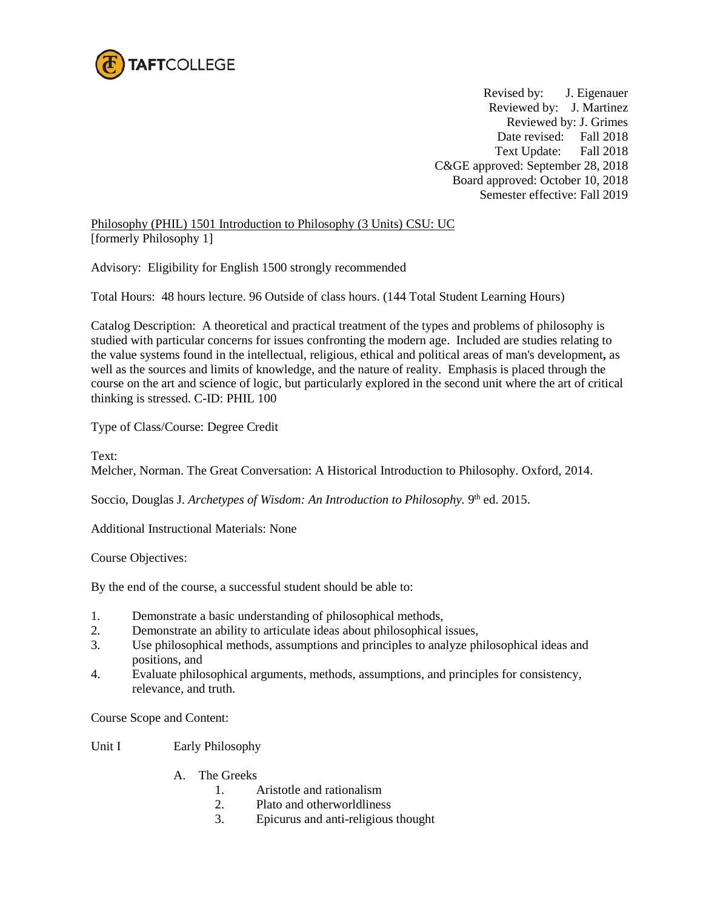TAFTCOLLEGE

Revised by: J. Eigenauer
Reviewed by: J. Martinez
Reviewed by: J. Grimes
Date revised: Fall 2018
Text Update: Fall 2018
C&GE approved: September 28, 2018
Board approved: October 10, 2018
Semester effective: Fall 2019

Philosophy (PHIL) 1501 Introduction to Philosophy (3 Units) CSU: UC
[formerly Philosophy 1]

Advisory: Eligibility for English 1500 strongly recommended

Total Hours: 48 hours lecture. 96 Outside of class hours. (144 Total Student Learning Hours)

Catalog Description: A theoretical and practical treatment of the types and problems of philosophy is studied with particular concerns for issues confronting the modern age. Included are studies relating to the value systems found in the intellectual, religious, ethical and political areas of man's development**,** as well as the sources and limits of knowledge, and the nature of reality. Emphasis is placed through the course on the art and science of logic, but particularly explored in the second unit where the art of critical thinking is stressed. C-ID: PHIL 100

Type of Class/Course: Degree Credit

Text:
Melcher, Norman. The Great Conversation: A Historical Introduction to Philosophy. Oxford, 2014.

Soccio, Douglas J. *Archetypes of Wisdom: An Introduction to Philosophy.* 9th ed. 2015.

Additional Instructional Materials: None

Course Objectives:

By the end of the course, a successful student should be able to:

1. Demonstrate a basic understanding of philosophical methods,
2. Demonstrate an ability to articulate ideas about philosophical issues,
3. Use philosophical methods, assumptions and principles to analyze philosophical ideas and positions, and
4. Evaluate philosophical arguments, methods, assumptions, and principles for consistency, relevance, and truth.

Course Scope and Content:

Unit I Early Philosophy

- A. The Greeks
  1. Aristotle and rationalism
  2. Plato and otherworldliness
  3. Epicurus and anti-religious thought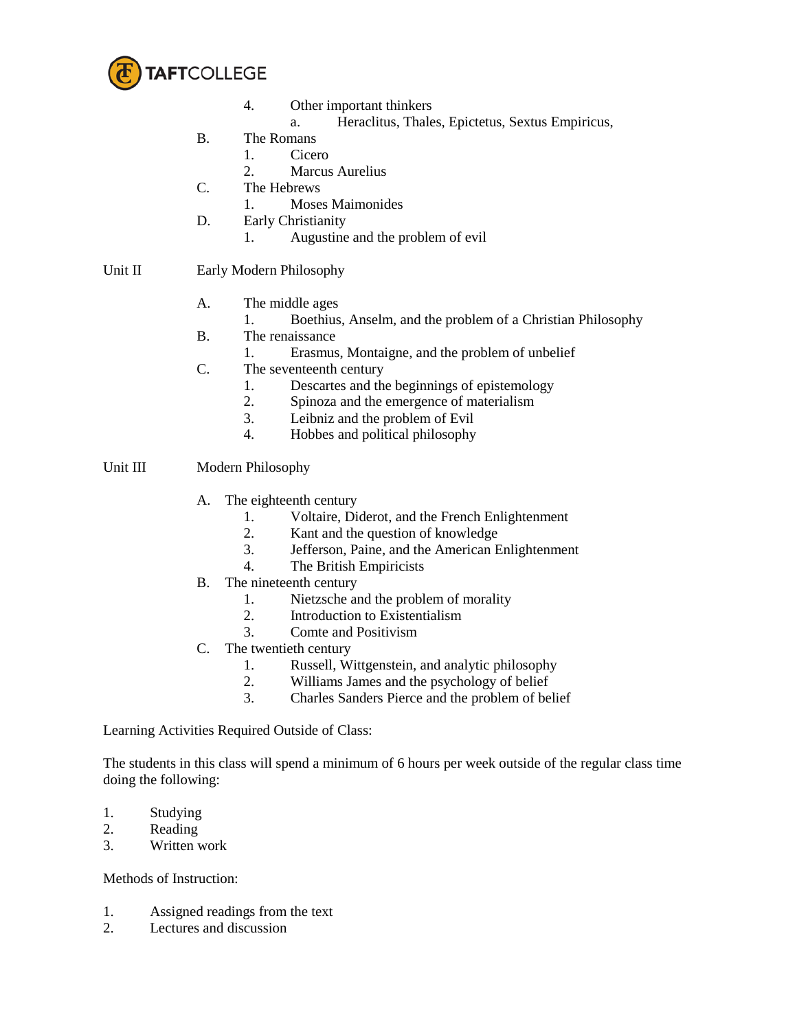4. Other important thinkers
   a. Heraclitus, Thales, Epictetus, Sextus Empiricus,

B. The Romans
   1. Cicero
   2. Marcus Aurelius

C. The Hebrews
   1. Moses Maimonides

D. Early Christianity
   1. Augustine and the problem of evil

Unit II Early Modern Philosophy

A. The middle ages
   1. Boethius, Anselm, and the problem of a Christian Philosophy

B. The renaissance
   1. Erasmus, Montaigne, and the problem of unbelief

C. The seventeenth century
   1. Descartes and the beginnings of epistemology
   2. Spinoza and the emergence of materialism
   3. Leibniz and the problem of Evil
   4. Hobbes and political philosophy

Unit III Modern Philosophy

A. The eighteenth century
   1. Voltaire, Diderot, and the French Enlightenment
   2. Kant and the question of knowledge
   3. Jefferson, Paine, and the American Enlightenment
   4. The British Empiricists

B. The nineteenth century
   1. Nietzsche and the problem of morality
   2. Introduction to Existentialism
   3. Comte and Positivism

C. The twentieth century
   1. Russell, Wittgenstein, and analytic philosophy
   2. Williams James and the psychology of belief
   3. Charles Sanders Pierce and the problem of belief

Learning Activities Required Outside of Class:

The students in this class will spend a minimum of 6 hours per week outside of the regular class time doing the following:

1. Studying
2. Reading
3. Written work

Methods of Instruction:

1. Assigned readings from the text
2. Lectures and discussion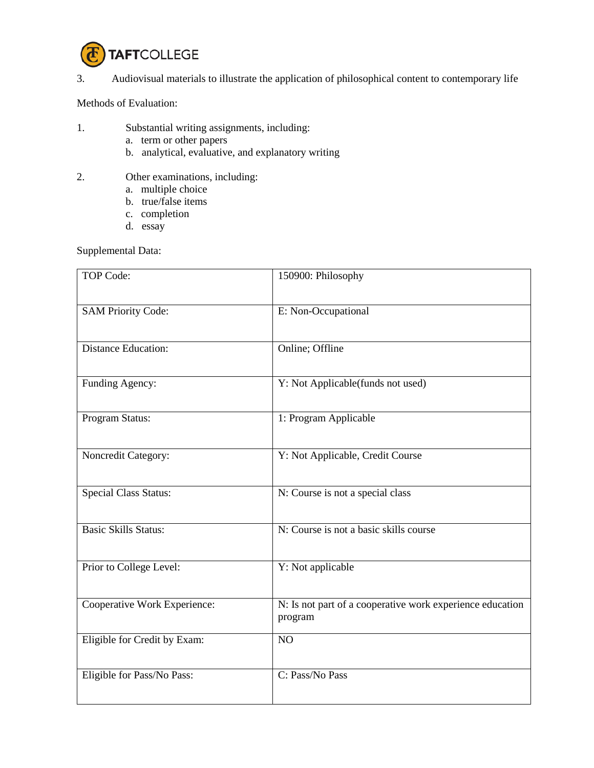3. Audiovisual materials to illustrate the application of philosophical content to contemporary life

Methods of Evaluation:

1. Substantial writing assignments, including:
   a. term or other papers
   b. analytical, evaluative, and explanatory writing

2. Other examinations, including:
   a. multiple choice
   b. true/false items
   c. completion
   d. essay

Supplemental Data:

| | |
|---|---|
| TOP Code: | 150900: Philosophy |
| SAM Priority Code: | E: Non-Occupational |
| Distance Education: | Online; Offline |
| Funding Agency: | Y: Not Applicable(funds not used) |
| Program Status: | 1: Program Applicable |
| Noncredit Category: | Y: Not Applicable, Credit Course |
| Special Class Status: | N: Course is not a special class |
| Basic Skills Status: | N: Course is not a basic skills course |
| Prior to College Level: | Y: Not applicable |
| Cooperative Work Experience: | N: Is not part of a cooperative work experience education program |
| Eligible for Credit by Exam: | NO |
| Eligible for Pass/No Pass: | C: Pass/No Pass |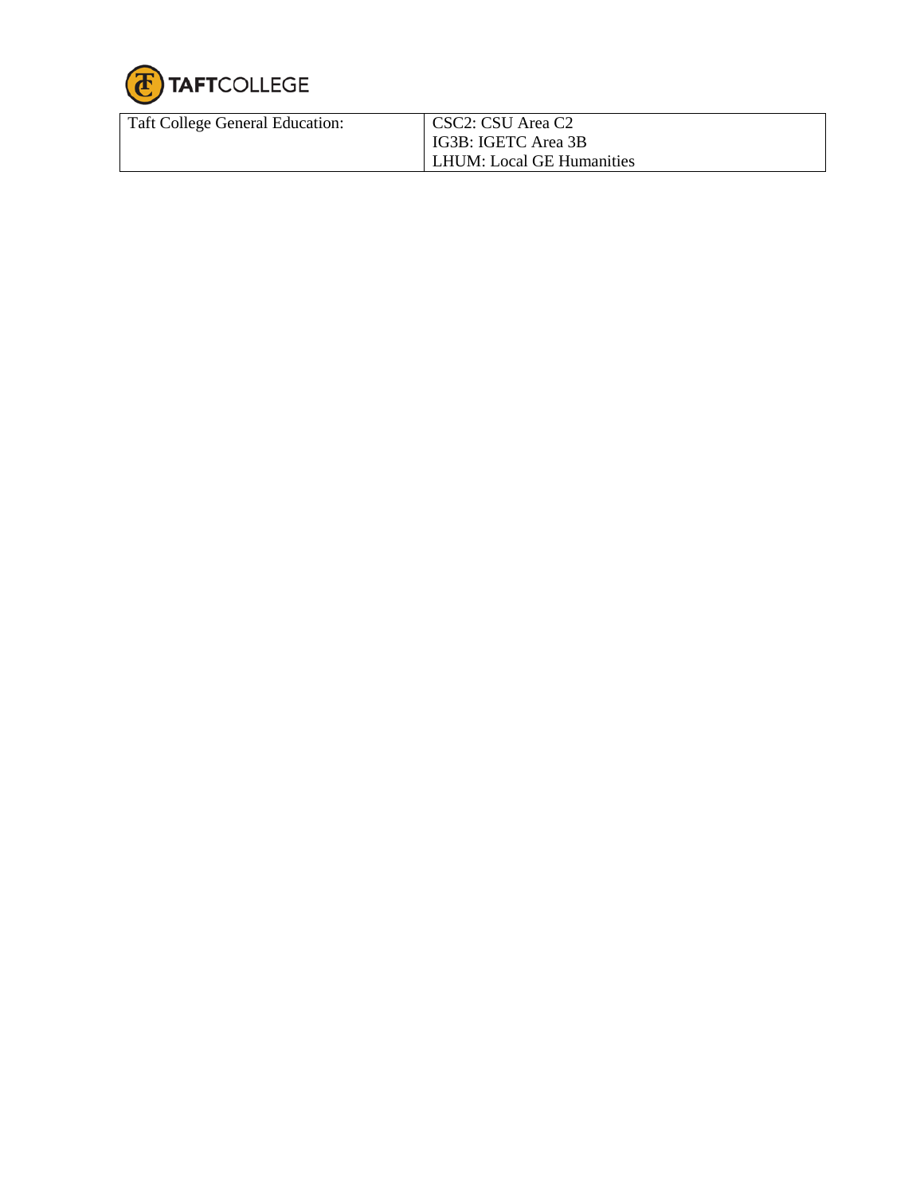| | |
|---|---|
| Taft College General Education: | CSC2: CSU Area C2<br>IG3B: IGETC Area 3B<br>LHUM: Local GE Humanities |